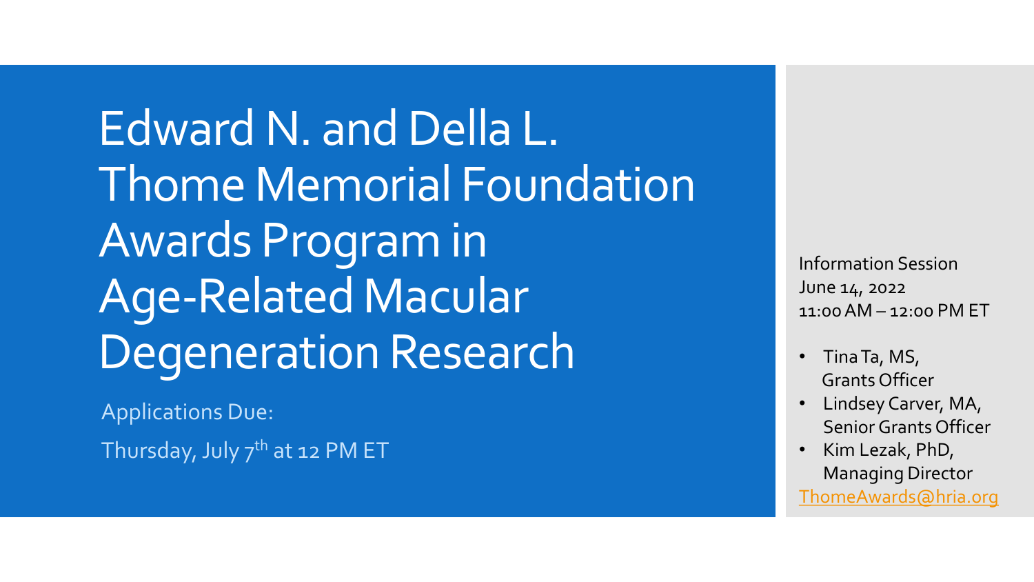# Edward N. and Della L. Thome Memorial Foundation Awards Program in Age-Related Macular Degeneration Research

Applications Due:

Thursday, July 7th at 12 PM ET

Information Session
June 14, 2022
11:00 AM – 12:00 PM ET

- Tina Ta, MS, Grants Officer
- Lindsey Carver, MA, Senior Grants Officer
- Kim Lezak, PhD, Managing Director

ThomeAwards@hria.org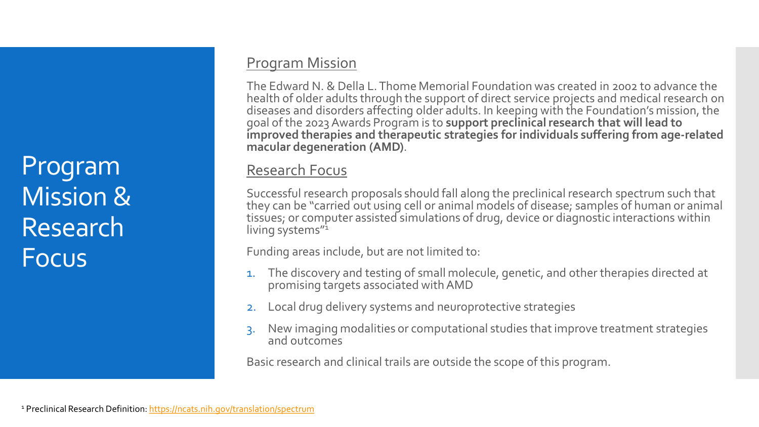# Program Mission & Research Focus

## Program Mission

The Edward N. & Della L. Thome Memorial Foundation was created in 2002 to advance the health of older adults through the support of direct service projects and medical research on diseases and disorders affecting older adults. In keeping with the Foundation's mission, the goal of the 2023 Awards Program is to **support preclinical research that will lead to improved therapies and therapeutic strategies for individuals suffering from age-related macular degeneration (AMD)**.

## Research Focus

Successful research proposals should fall along the preclinical research spectrum such that they can be "carried out using cell or animal models of disease; samples of human or animal tissues; or computer assisted simulations of drug, device or diagnostic interactions within living systems"[1]

Funding areas include, but are not limited to:

1. The discovery and testing of small molecule, genetic, and other therapies directed at promising targets associated with AMD
2. Local drug delivery systems and neuroprotective strategies
3. New imaging modalities or computational studies that improve treatment strategies and outcomes

Basic research and clinical trails are outside the scope of this program.

[1] Preclinical Research Definition: https://ncats.nih.gov/translation/spectrum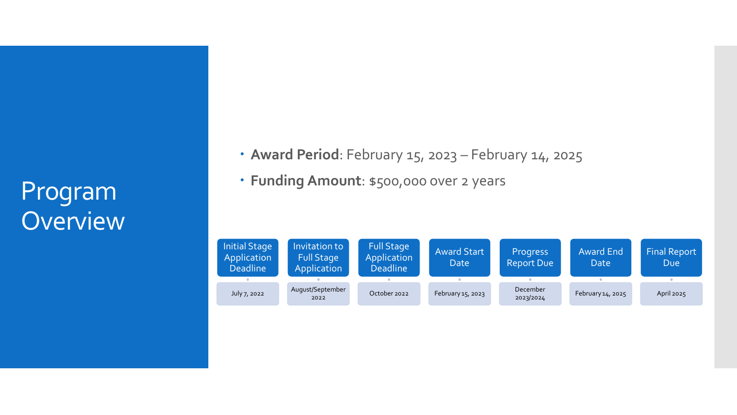# Program Overview

- **Award Period**: February 15, 2023 – February 14, 2025
- **Funding Amount**: $500,000 over 2 years

| Initial Stage Application Deadline | Invitation to Full Stage Application | Full Stage Application Deadline | Award Start Date | Progress Report Due | Award End Date | Final Report Due |
|---|---|---|---|---|---|---|
| July 7, 2022 | August/September 2022 | October 2022 | February 15, 2023 | December 2023/2024 | February 14, 2025 | April 2025 |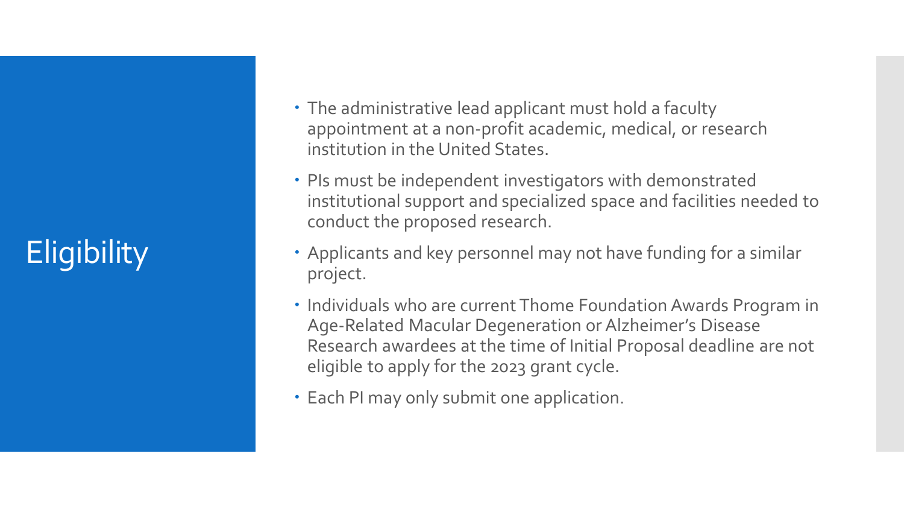# Eligibility

- The administrative lead applicant must hold a faculty appointment at a non-profit academic, medical, or research institution in the United States.
- PIs must be independent investigators with demonstrated institutional support and specialized space and facilities needed to conduct the proposed research.
- Applicants and key personnel may not have funding for a similar project.
- Individuals who are current Thome Foundation Awards Program in Age-Related Macular Degeneration or Alzheimer's Disease Research awardees at the time of Initial Proposal deadline are not eligible to apply for the 2023 grant cycle.
- Each PI may only submit one application.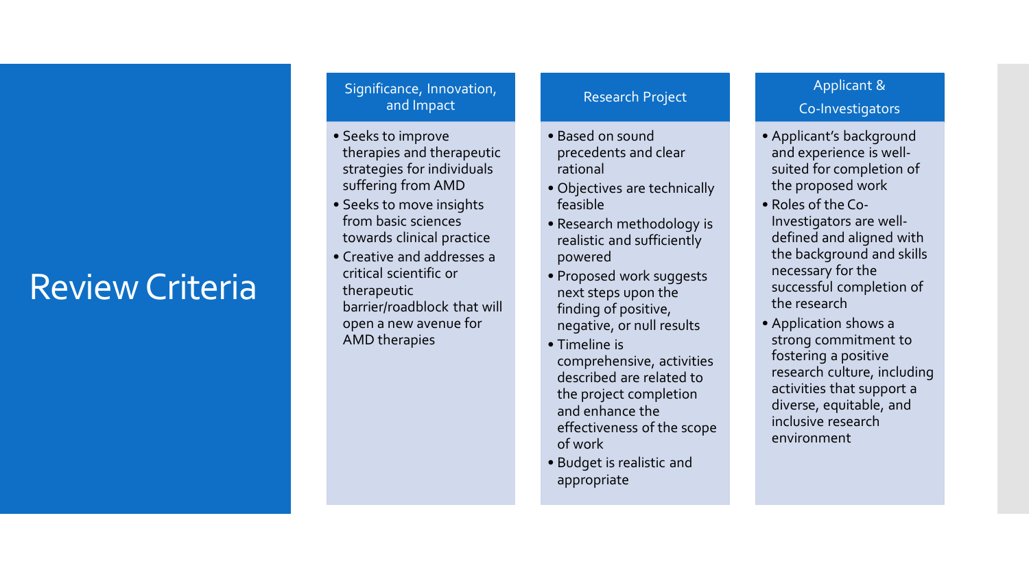# Review Criteria

## Significance, Innovation, and Impact

- Seeks to improve therapies and therapeutic strategies for individuals suffering from AMD
- Seeks to move insights from basic sciences towards clinical practice
- Creative and addresses a critical scientific or therapeutic barrier/roadblock that will open a new avenue for AMD therapies

## Research Project

- Based on sound precedents and clear rational
- Objectives are technically feasible
- Research methodology is realistic and sufficiently powered
- Proposed work suggests next steps upon the finding of positive, negative, or null results
- Timeline is comprehensive, activities described are related to the project completion and enhance the effectiveness of the scope of work
- Budget is realistic and appropriate

## Applicant & Co-Investigators

- Applicant's background and experience is well-suited for completion of the proposed work
- Roles of the Co-Investigators are well-defined and aligned with the background and skills necessary for the successful completion of the research
- Application shows a strong commitment to fostering a positive research culture, including activities that support a diverse, equitable, and inclusive research environment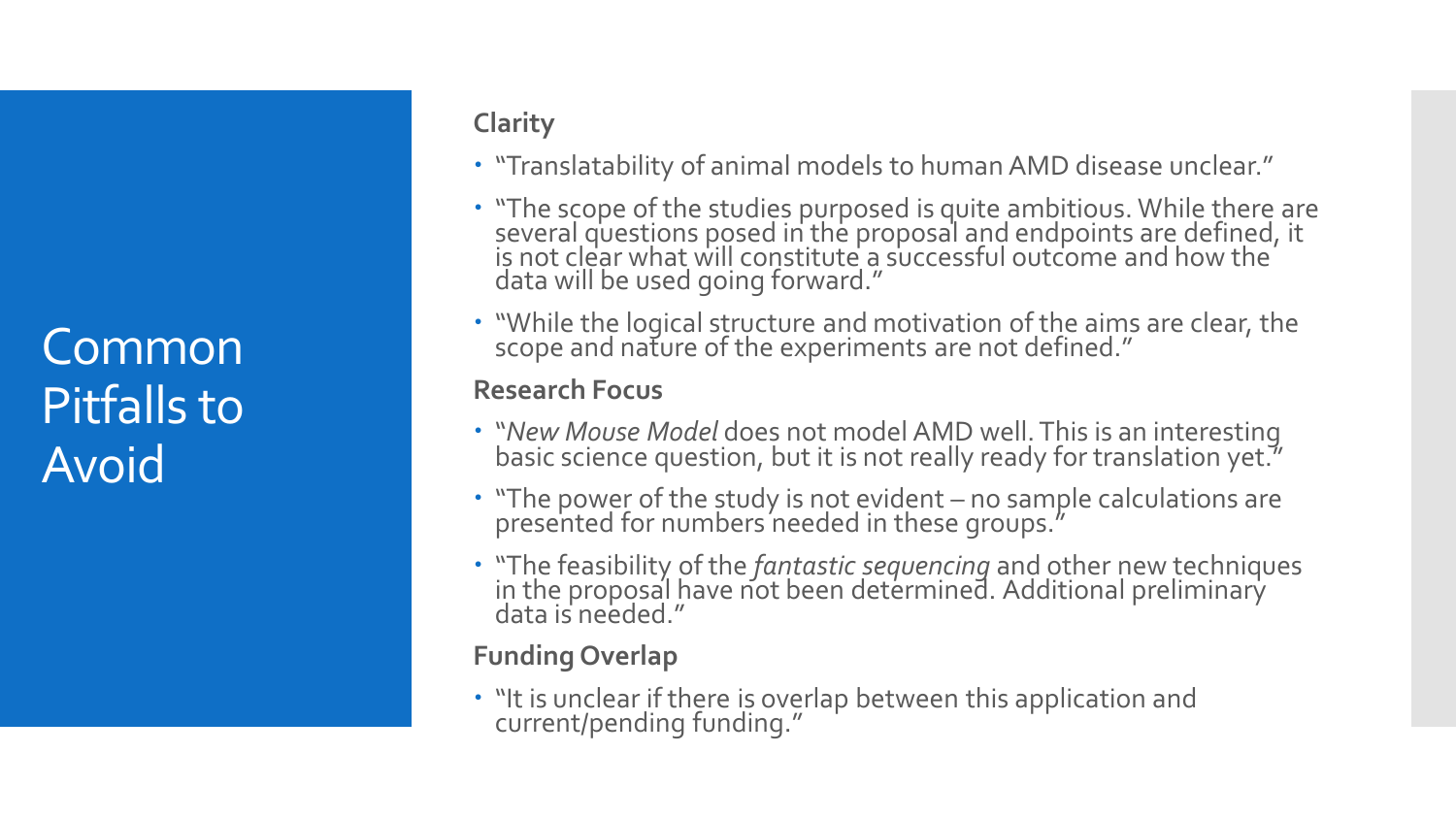# Common Pitfalls to Avoid

### Clarity

- "Translatability of animal models to human AMD disease unclear."
- "The scope of the studies purposed is quite ambitious. While there are several questions posed in the proposal and endpoints are defined, it is not clear what will constitute a successful outcome and how the data will be used going forward."
- "While the logical structure and motivation of the aims are clear, the scope and nature of the experiments are not defined."

### Research Focus

- "*New Mouse Model* does not model AMD well. This is an interesting basic science question, but it is not really ready for translation yet."
- "The power of the study is not evident – no sample calculations are presented for numbers needed in these groups."
- "The feasibility of the *fantastic sequencing* and other new techniques in the proposal have not been determined. Additional preliminary data is needed."

### Funding Overlap

- "It is unclear if there is overlap between this application and current/pending funding."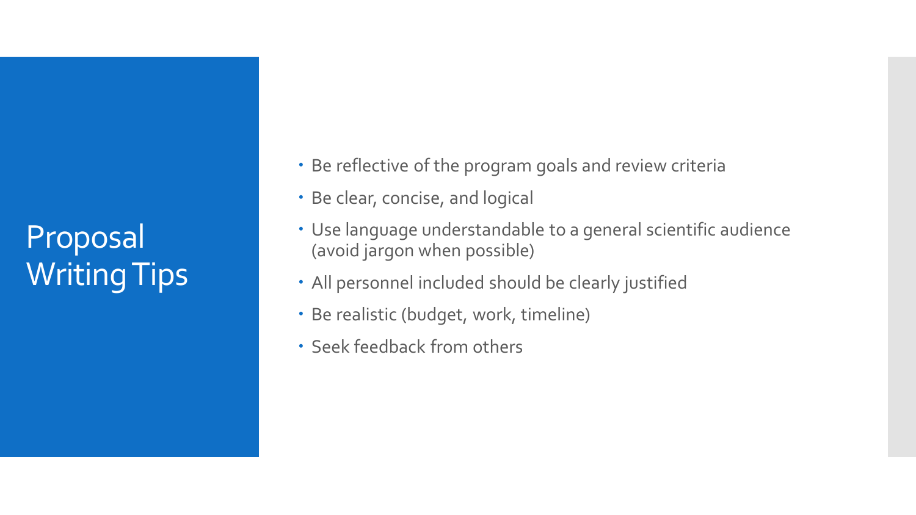# Proposal Writing Tips

- Be reflective of the program goals and review criteria
- Be clear, concise, and logical
- Use language understandable to a general scientific audience (avoid jargon when possible)
- All personnel included should be clearly justified
- Be realistic (budget, work, timeline)
- Seek feedback from others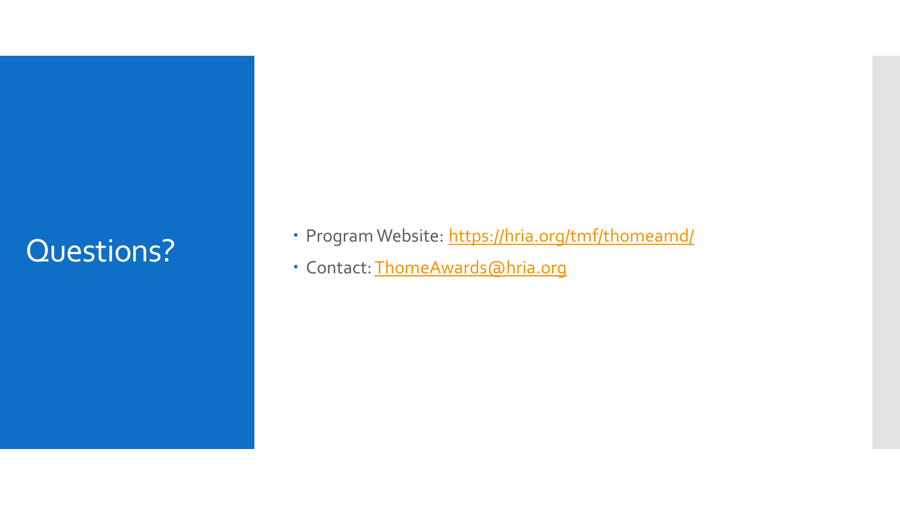# Questions?

- Program Website: https://hria.org/tmf/thomeamd/
- Contact: ThomeAwards@hria.org